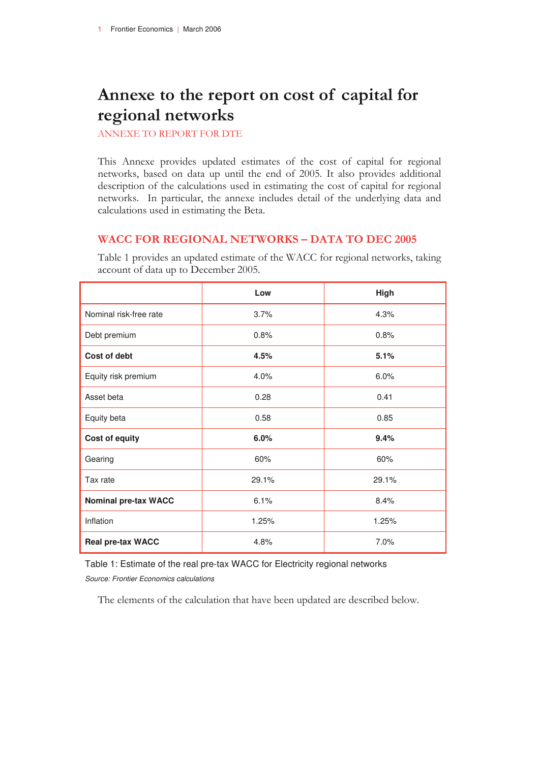# Annexe to the report on cost of capital for regional networks

ANNEXE TO REPORT FOR DTE

This Annexe provides updated estimates of the cost of capital for regional networks, based on data up until the end of 2005. It also provides additional description of the calculations used in estimating the cost of capital for regional networks. In particular, the annexe includes detail of the underlying data and calculations used in estimating the Beta.

## WACC FOR REGIONAL NETWORKS – DATA TO DEC 2005

Table 1 provides an updated estimate of the WACC for regional networks, taking account of data up to December 2005.

| | Low | High |
|---|---|---|
| Nominal risk-free rate | 3.7% | 4.3% |
| Debt premium | 0.8% | 0.8% |
| **Cost of debt** | **4.5%** | **5.1%** |
| Equity risk premium | 4.0% | 6.0% |
| Asset beta | 0.28 | 0.41 |
| Equity beta | 0.58 | 0.85 |
| **Cost of equity** | **6.0%** | **9.4%** |
| Gearing | 60% | 60% |
| Tax rate | 29.1% | 29.1% |
| **Nominal pre-tax WACC** | 6.1% | 8.4% |
| Inflation | 1.25% | 1.25% |
| **Real pre-tax WACC** | 4.8% | 7.0% |

Table 1: Estimate of the real pre-tax WACC for Electricity regional networks

*Source: Frontier Economics calculations*

The elements of the calculation that have been updated are described below.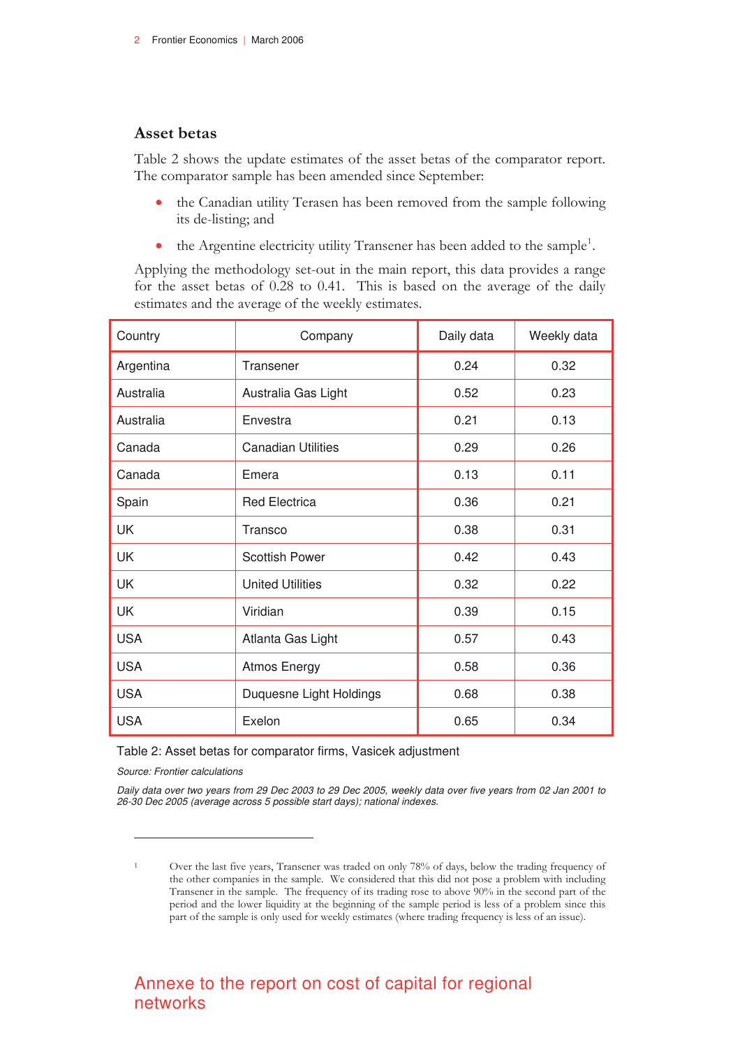## Asset betas

Table 2 shows the update estimates of the asset betas of the comparator report. The comparator sample has been amended since September:

- the Canadian utility Terasen has been removed from the sample following its de-listing; and
- the Argentine electricity utility Transener has been added to the sample[1].

Applying the methodology set-out in the main report, this data provides a range for the asset betas of 0.28 to 0.41. This is based on the average of the daily estimates and the average of the weekly estimates.

| Country | Company | Daily data | Weekly data |
|---|---|---|---|
| Argentina | Transener | 0.24 | 0.32 |
| Australia | Australia Gas Light | 0.52 | 0.23 |
| Australia | Envestra | 0.21 | 0.13 |
| Canada | Canadian Utilities | 0.29 | 0.26 |
| Canada | Emera | 0.13 | 0.11 |
| Spain | Red Electrica | 0.36 | 0.21 |
| UK | Transco | 0.38 | 0.31 |
| UK | Scottish Power | 0.42 | 0.43 |
| UK | United Utilities | 0.32 | 0.22 |
| UK | Viridian | 0.39 | 0.15 |
| USA | Atlanta Gas Light | 0.57 | 0.43 |
| USA | Atmos Energy | 0.58 | 0.36 |
| USA | Duquesne Light Holdings | 0.68 | 0.38 |
| USA | Exelon | 0.65 | 0.34 |

Table 2: Asset betas for comparator firms, Vasicek adjustment

*Source: Frontier calculations*

*Daily data over two years from 29 Dec 2003 to 29 Dec 2005, weekly data over five years from 02 Jan 2001 to 26-30 Dec 2005 (average across 5 possible start days); national indexes.*

---

[1] Over the last five years, Transener was traded on only 78% of days, below the trading frequency of the other companies in the sample. We considered that this did not pose a problem with including Transener in the sample. The frequency of its trading rose to above 90% in the second part of the period and the lower liquidity at the beginning of the sample period is less of a problem since this part of the sample is only used for weekly estimates (where trading frequency is less of an issue).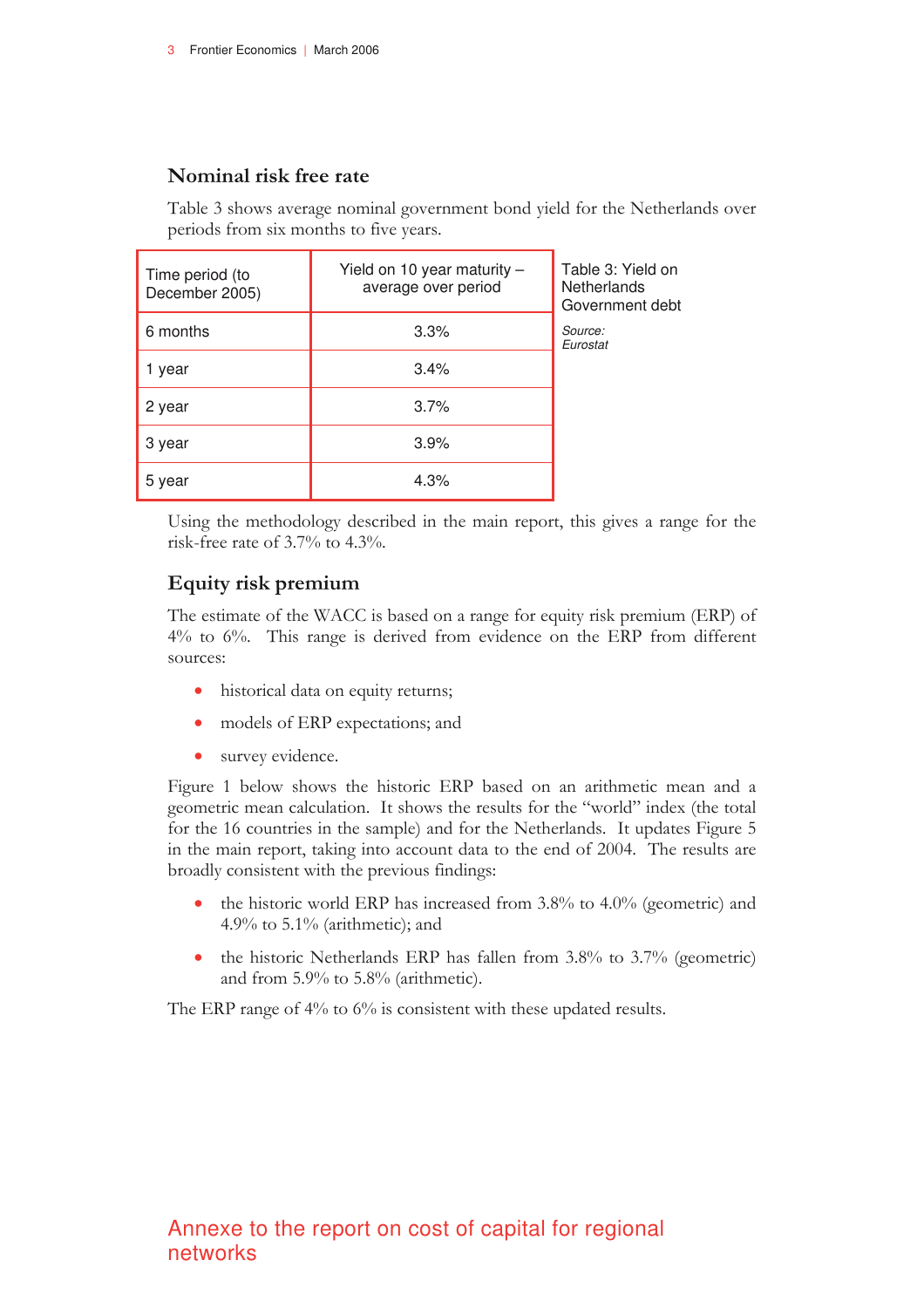## Nominal risk free rate

Table 3 shows average nominal government bond yield for the Netherlands over periods from six months to five years.

| Time period (to December 2005) | Yield on 10 year maturity – average over period |
|---|---|
| 6 months | 3.3% |
| 1 year | 3.4% |
| 2 year | 3.7% |
| 3 year | 3.9% |
| 5 year | 4.3% |

Table 3: Yield on Netherlands Government debt

*Source: Eurostat*

Using the methodology described in the main report, this gives a range for the risk-free rate of 3.7% to 4.3%.

## Equity risk premium

The estimate of the WACC is based on a range for equity risk premium (ERP) of 4% to 6%. This range is derived from evidence on the ERP from different sources:

- historical data on equity returns;
- models of ERP expectations; and
- survey evidence.

Figure 1 below shows the historic ERP based on an arithmetic mean and a geometric mean calculation. It shows the results for the "world" index (the total for the 16 countries in the sample) and for the Netherlands. It updates Figure 5 in the main report, taking into account data to the end of 2004. The results are broadly consistent with the previous findings:

- the historic world ERP has increased from 3.8% to 4.0% (geometric) and 4.9% to 5.1% (arithmetic); and
- the historic Netherlands ERP has fallen from 3.8% to 3.7% (geometric) and from 5.9% to 5.8% (arithmetic).

The ERP range of 4% to 6% is consistent with these updated results.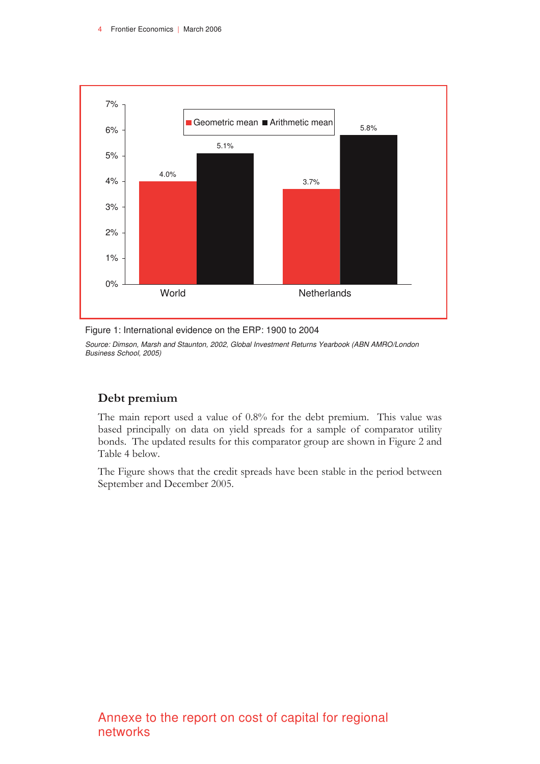Figure 1: International evidence on the ERP: 1900 to 2004

*Source: Dimson, Marsh and Staunton, 2002, Global Investment Returns Yearbook (ABN AMRO/London Business School, 2005)*

## Debt premium

The main report used a value of 0.8% for the debt premium. This value was based principally on data on yield spreads for a sample of comparator utility bonds. The updated results for this comparator group are shown in Figure 2 and Table 4 below.

The Figure shows that the credit spreads have been stable in the period between September and December 2005.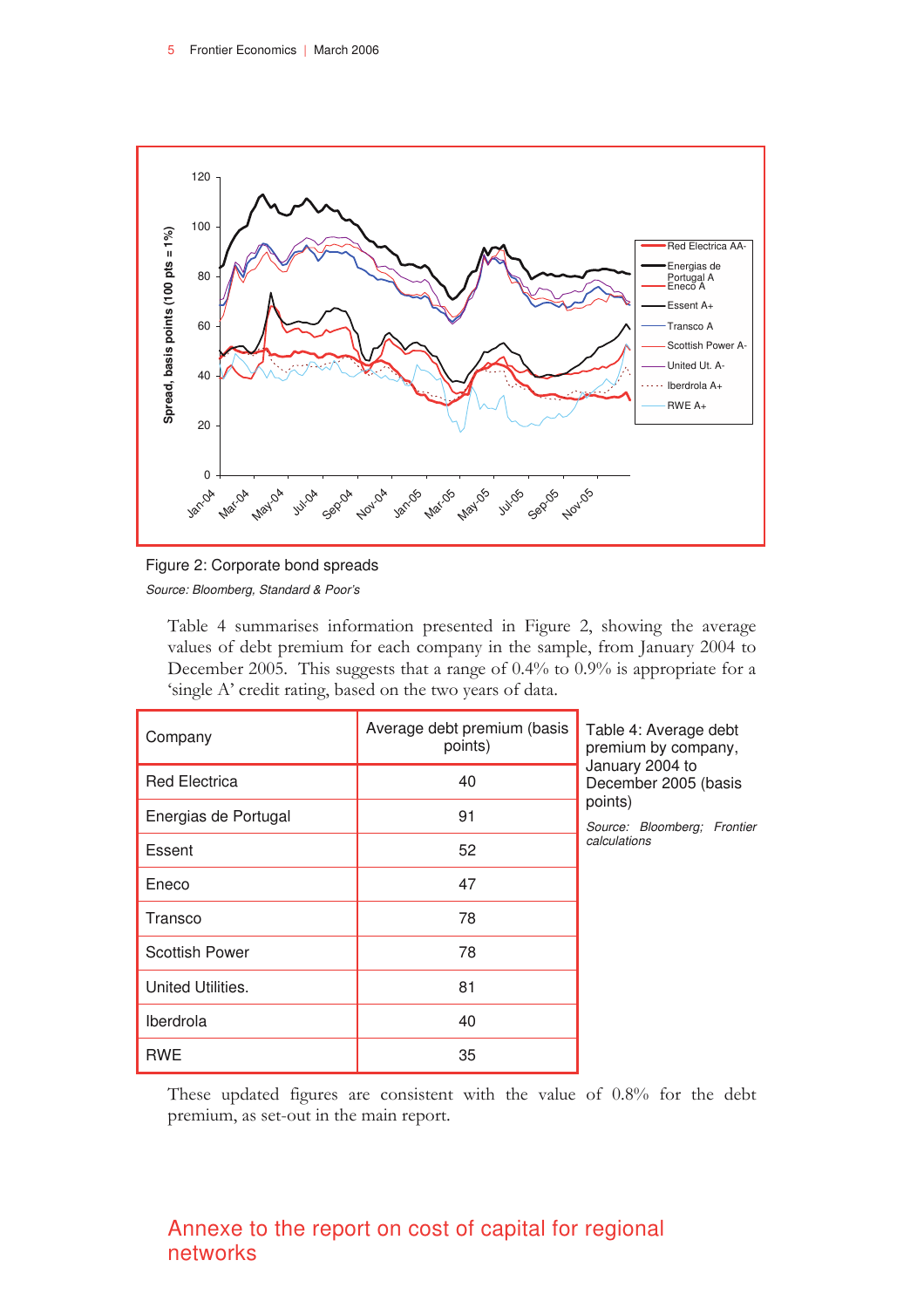Figure 2: Corporate bond spreads

*Source: Bloomberg, Standard & Poor's*

Table 4 summarises information presented in Figure 2, showing the average values of debt premium for each company in the sample, from January 2004 to December 2005. This suggests that a range of 0.4% to 0.9% is appropriate for a 'single A' credit rating, based on the two years of data.

| Company | Average debt premium (basis points) |
|---|---|
| Red Electrica | 40 |
| Energias de Portugal | 91 |
| Essent | 52 |
| Eneco | 47 |
| Transco | 78 |
| Scottish Power | 78 |
| United Utilities. | 81 |
| Iberdrola | 40 |
| RWE | 35 |

Table 4: Average debt premium by company, January 2004 to December 2005 (basis points)

*Source: Bloomberg; Frontier calculations*

These updated figures are consistent with the value of 0.8% for the debt premium, as set-out in the main report.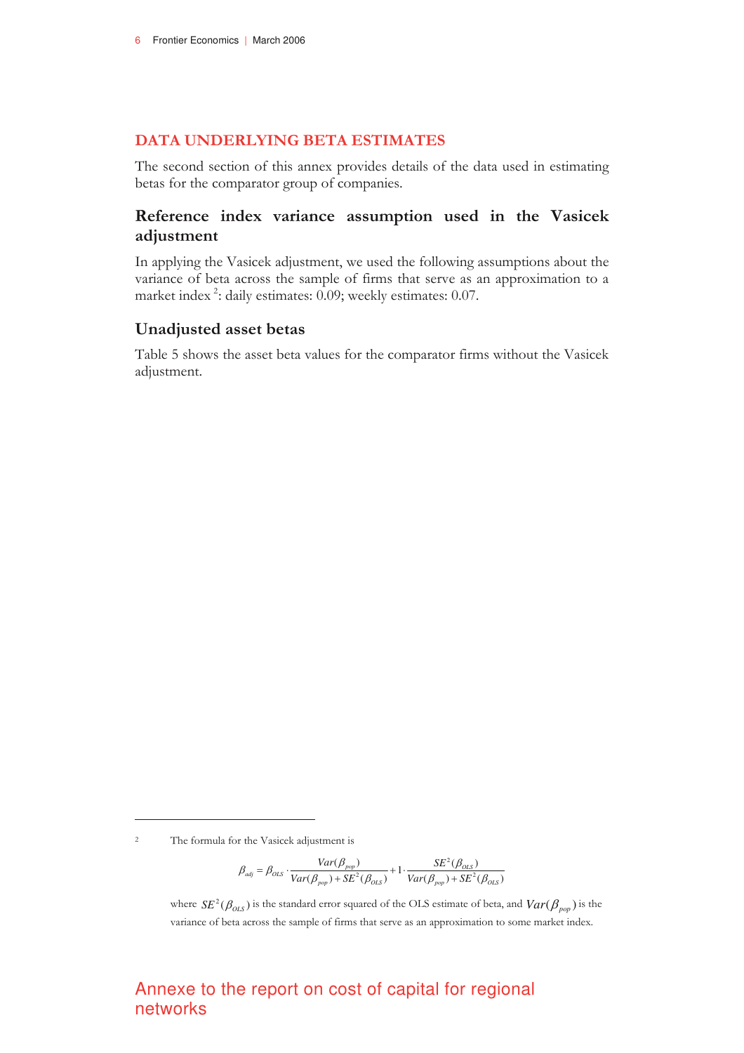## DATA UNDERLYING BETA ESTIMATES

The second section of this annex provides details of the data used in estimating betas for the comparator group of companies.

### Reference index variance assumption used in the Vasicek adjustment

In applying the Vasicek adjustment, we used the following assumptions about the variance of beta across the sample of firms that serve as an approximation to a market index [2]: daily estimates: 0.09; weekly estimates: 0.07.

### Unadjusted asset betas

Table 5 shows the asset beta values for the comparator firms without the Vasicek adjustment.

---

[2] The formula for the Vasicek adjustment is

$$\beta_{adj} = \beta_{OLS} \cdot \frac{Var(\beta_{pop})}{Var(\beta_{pop}) + SE^2(\beta_{OLS})} + 1 \cdot \frac{SE^2(\beta_{OLS})}{Var(\beta_{pop}) + SE^2(\beta_{OLS})}$$

where $SE^2(\beta_{OLS})$ is the standard error squared of the OLS estimate of beta, and $Var(\beta_{pop})$ is the variance of beta across the sample of firms that serve as an approximation to some market index.

Annexe to the report on cost of capital for regional networks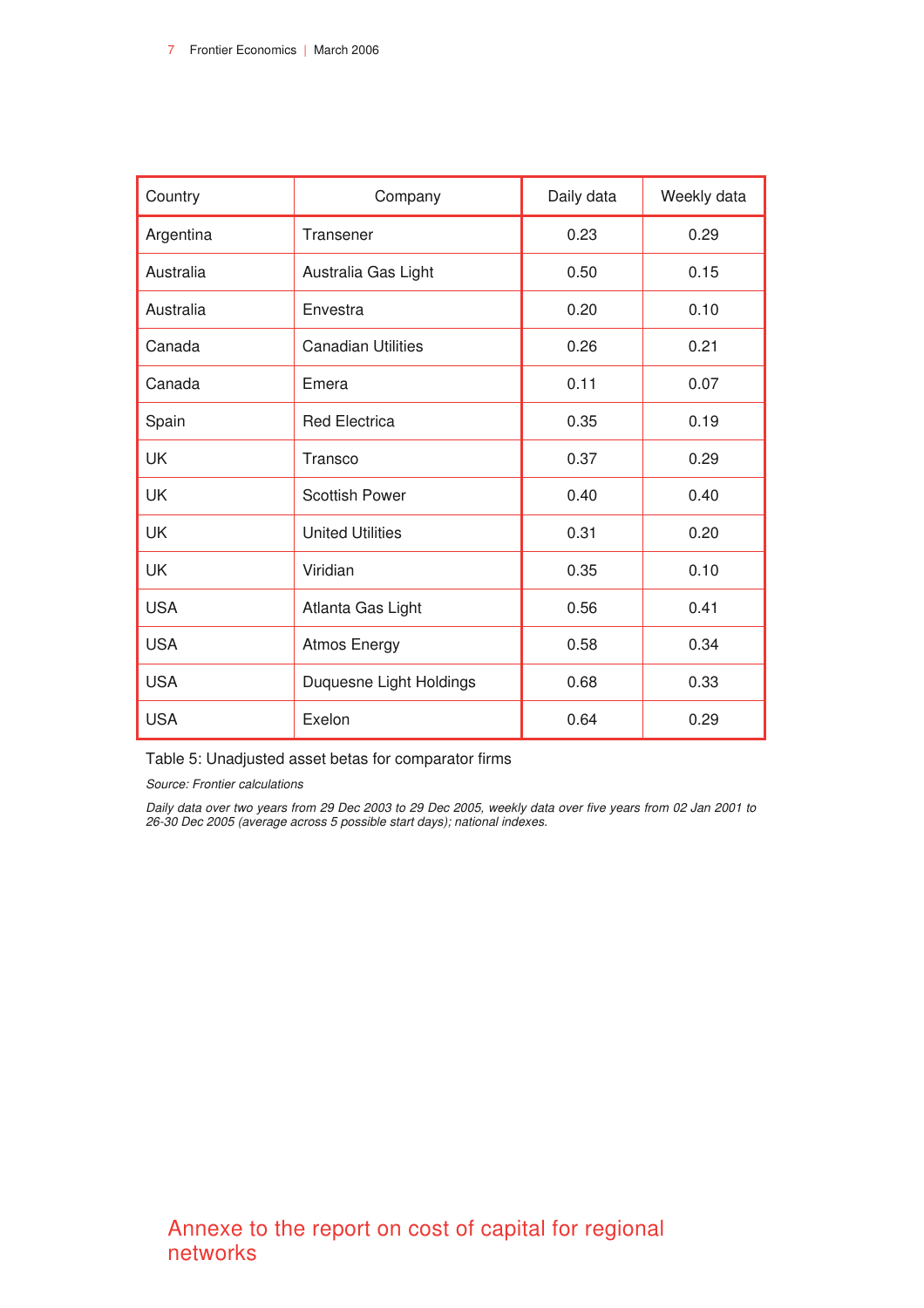| Country | Company | Daily data | Weekly data |
|---|---|---|---|
| Argentina | Transener | 0.23 | 0.29 |
| Australia | Australia Gas Light | 0.50 | 0.15 |
| Australia | Envestra | 0.20 | 0.10 |
| Canada | Canadian Utilities | 0.26 | 0.21 |
| Canada | Emera | 0.11 | 0.07 |
| Spain | Red Electrica | 0.35 | 0.19 |
| UK | Transco | 0.37 | 0.29 |
| UK | Scottish Power | 0.40 | 0.40 |
| UK | United Utilities | 0.31 | 0.20 |
| UK | Viridian | 0.35 | 0.10 |
| USA | Atlanta Gas Light | 0.56 | 0.41 |
| USA | Atmos Energy | 0.58 | 0.34 |
| USA | Duquesne Light Holdings | 0.68 | 0.33 |
| USA | Exelon | 0.64 | 0.29 |

Table 5: Unadjusted asset betas for comparator firms

*Source: Frontier calculations*

*Daily data over two years from 29 Dec 2003 to 29 Dec 2005, weekly data over five years from 02 Jan 2001 to 26-30 Dec 2005 (average across 5 possible start days); national indexes.*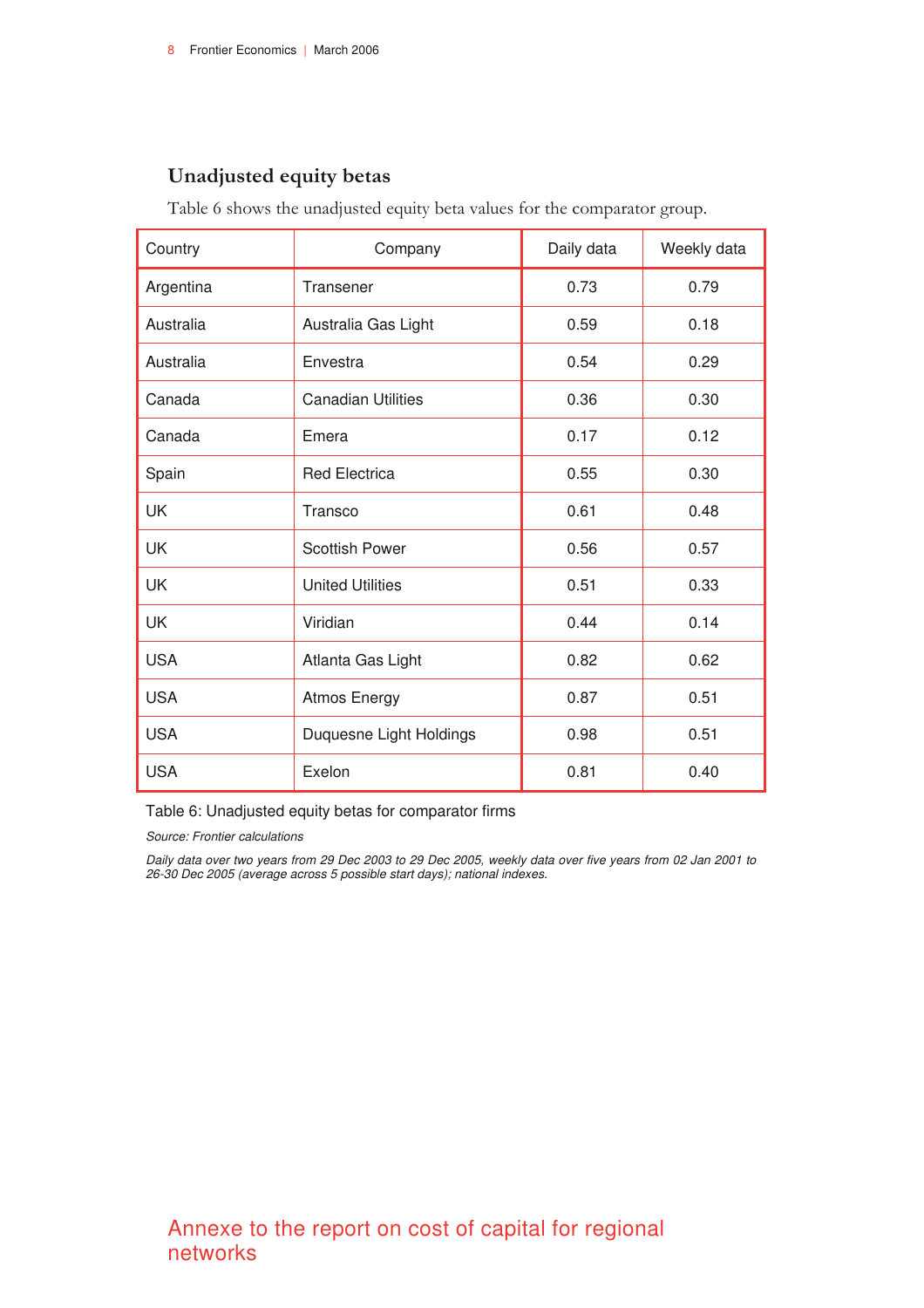### Unadjusted equity betas

Table 6 shows the unadjusted equity beta values for the comparator group.

| Country | Company | Daily data | Weekly data |
|---|---|---|---|
| Argentina | Transener | 0.73 | 0.79 |
| Australia | Australia Gas Light | 0.59 | 0.18 |
| Australia | Envestra | 0.54 | 0.29 |
| Canada | Canadian Utilities | 0.36 | 0.30 |
| Canada | Emera | 0.17 | 0.12 |
| Spain | Red Electrica | 0.55 | 0.30 |
| UK | Transco | 0.61 | 0.48 |
| UK | Scottish Power | 0.56 | 0.57 |
| UK | United Utilities | 0.51 | 0.33 |
| UK | Viridian | 0.44 | 0.14 |
| USA | Atlanta Gas Light | 0.82 | 0.62 |
| USA | Atmos Energy | 0.87 | 0.51 |
| USA | Duquesne Light Holdings | 0.98 | 0.51 |
| USA | Exelon | 0.81 | 0.40 |

Table 6: Unadjusted equity betas for comparator firms

*Source: Frontier calculations*

*Daily data over two years from 29 Dec 2003 to 29 Dec 2005, weekly data over five years from 02 Jan 2001 to 26-30 Dec 2005 (average across 5 possible start days); national indexes.*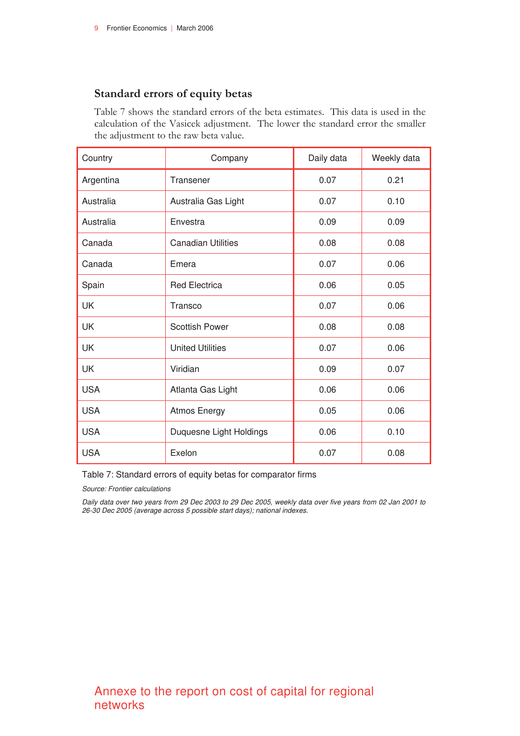### Standard errors of equity betas

Table 7 shows the standard errors of the beta estimates. This data is used in the calculation of the Vasicek adjustment. The lower the standard error the smaller the adjustment to the raw beta value.

| Country | Company | Daily data | Weekly data |
|---|---|---|---|
| Argentina | Transener | 0.07 | 0.21 |
| Australia | Australia Gas Light | 0.07 | 0.10 |
| Australia | Envestra | 0.09 | 0.09 |
| Canada | Canadian Utilities | 0.08 | 0.08 |
| Canada | Emera | 0.07 | 0.06 |
| Spain | Red Electrica | 0.06 | 0.05 |
| UK | Transco | 0.07 | 0.06 |
| UK | Scottish Power | 0.08 | 0.08 |
| UK | United Utilities | 0.07 | 0.06 |
| UK | Viridian | 0.09 | 0.07 |
| USA | Atlanta Gas Light | 0.06 | 0.06 |
| USA | Atmos Energy | 0.05 | 0.06 |
| USA | Duquesne Light Holdings | 0.06 | 0.10 |
| USA | Exelon | 0.07 | 0.08 |

Table 7: Standard errors of equity betas for comparator firms

*Source: Frontier calculations*

*Daily data over two years from 29 Dec 2003 to 29 Dec 2005, weekly data over five years from 02 Jan 2001 to 26-30 Dec 2005 (average across 5 possible start days); national indexes.*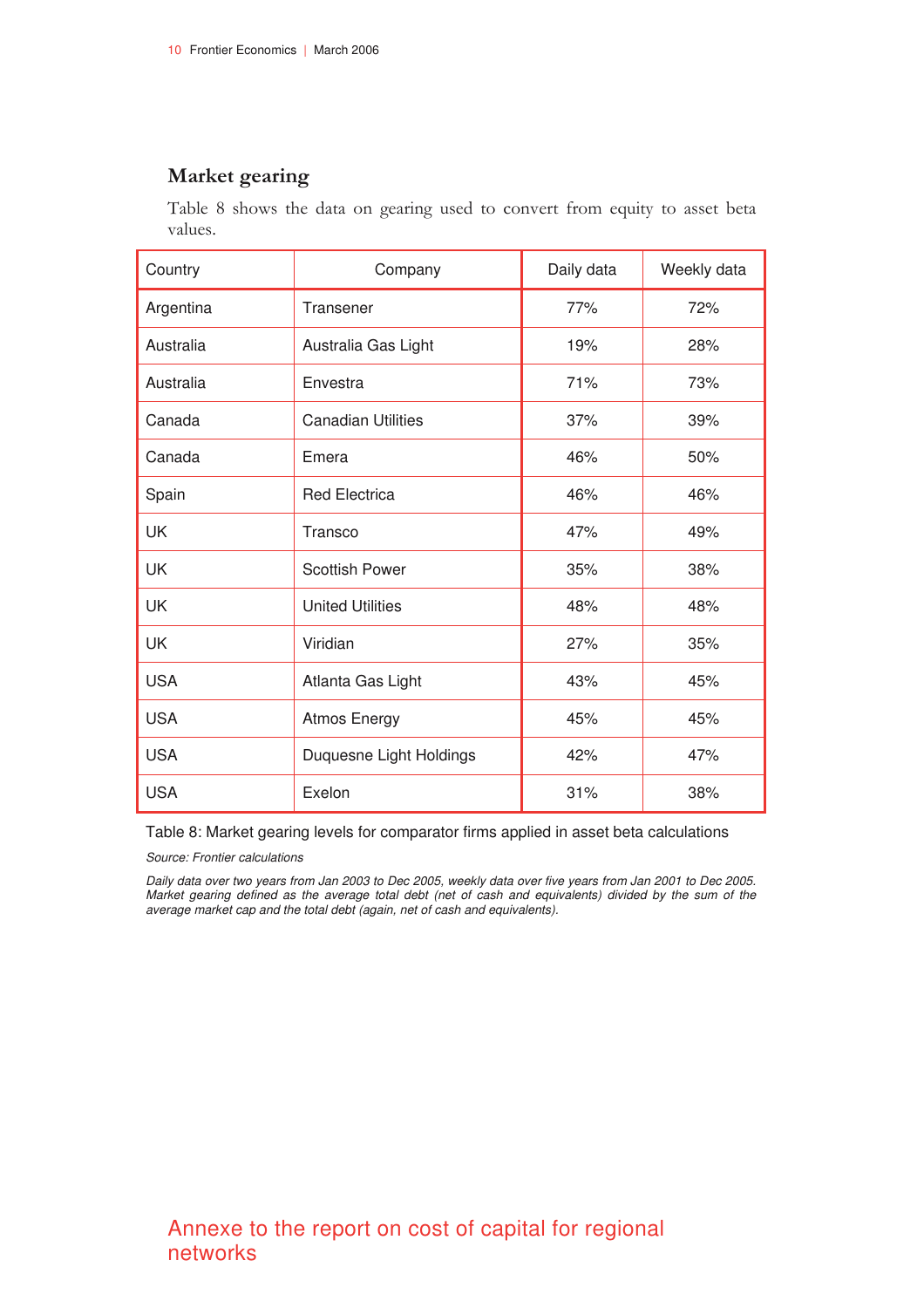### Market gearing

Table 8 shows the data on gearing used to convert from equity to asset beta values.

| Country | Company | Daily data | Weekly data |
|---|---|---|---|
| Argentina | Transener | 77% | 72% |
| Australia | Australia Gas Light | 19% | 28% |
| Australia | Envestra | 71% | 73% |
| Canada | Canadian Utilities | 37% | 39% |
| Canada | Emera | 46% | 50% |
| Spain | Red Electrica | 46% | 46% |
| UK | Transco | 47% | 49% |
| UK | Scottish Power | 35% | 38% |
| UK | United Utilities | 48% | 48% |
| UK | Viridian | 27% | 35% |
| USA | Atlanta Gas Light | 43% | 45% |
| USA | Atmos Energy | 45% | 45% |
| USA | Duquesne Light Holdings | 42% | 47% |
| USA | Exelon | 31% | 38% |

Table 8: Market gearing levels for comparator firms applied in asset beta calculations

*Source: Frontier calculations*

*Daily data over two years from Jan 2003 to Dec 2005, weekly data over five years from Jan 2001 to Dec 2005. Market gearing defined as the average total debt (net of cash and equivalents) divided by the sum of the average market cap and the total debt (again, net of cash and equivalents).*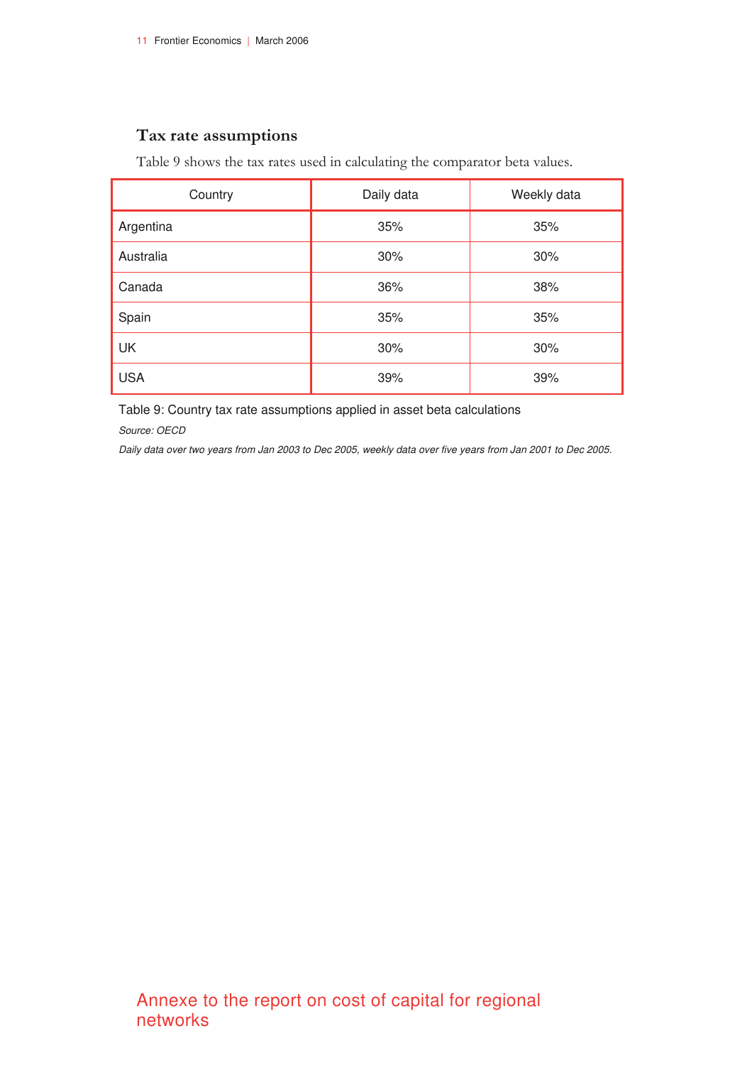### Tax rate assumptions

Table 9 shows the tax rates used in calculating the comparator beta values.

| Country | Daily data | Weekly data |
|---|---|---|
| Argentina | 35% | 35% |
| Australia | 30% | 30% |
| Canada | 36% | 38% |
| Spain | 35% | 35% |
| UK | 30% | 30% |
| USA | 39% | 39% |

Table 9: Country tax rate assumptions applied in asset beta calculations

*Source: OECD*

*Daily data over two years from Jan 2003 to Dec 2005, weekly data over five years from Jan 2001 to Dec 2005.*